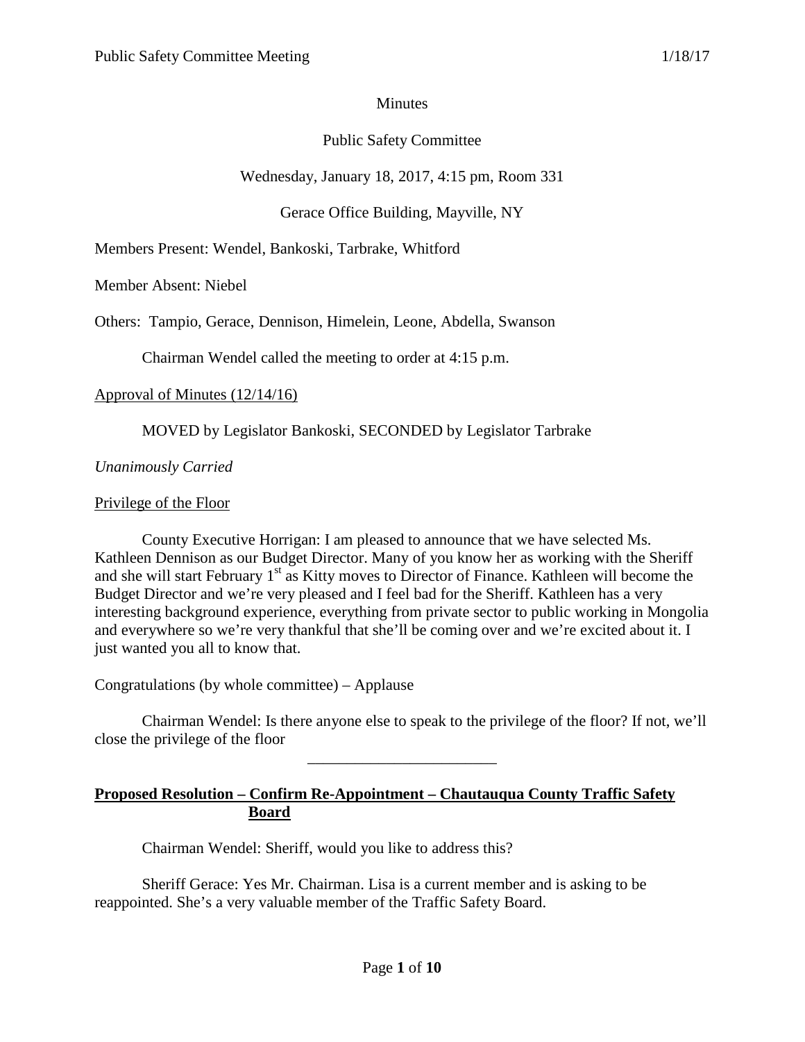Minutes

Public Safety Committee

Wednesday, January 18, 2017, 4:15 pm, Room 331

Gerace Office Building, Mayville, NY

Members Present: Wendel, Bankoski, Tarbrake, Whitford

Member Absent: Niebel

Others: Tampio, Gerace, Dennison, Himelein, Leone, Abdella, Swanson

Chairman Wendel called the meeting to order at 4:15 p.m.

Approval of Minutes (12/14/16)

MOVED by Legislator Bankoski, SECONDED by Legislator Tarbrake

*Unanimously Carried*

Privilege of the Floor

County Executive Horrigan: I am pleased to announce that we have selected Ms. Kathleen Dennison as our Budget Director. Many of you know her as working with the Sheriff and she will start February 1st as Kitty moves to Director of Finance. Kathleen will become the Budget Director and we're very pleased and I feel bad for the Sheriff. Kathleen has a very interesting background experience, everything from private sector to public working in Mongolia and everywhere so we're very thankful that she'll be coming over and we're excited about it. I just wanted you all to know that.

Congratulations (by whole committee) – Applause

Chairman Wendel: Is there anyone else to speak to the privilege of the floor? If not, we'll close the privilege of the floor

---

**Proposed Resolution – Confirm Re-Appointment – Chautauqua County Traffic Safety Board**

Chairman Wendel: Sheriff, would you like to address this?

Sheriff Gerace: Yes Mr. Chairman. Lisa is a current member and is asking to be reappointed. She's a very valuable member of the Traffic Safety Board.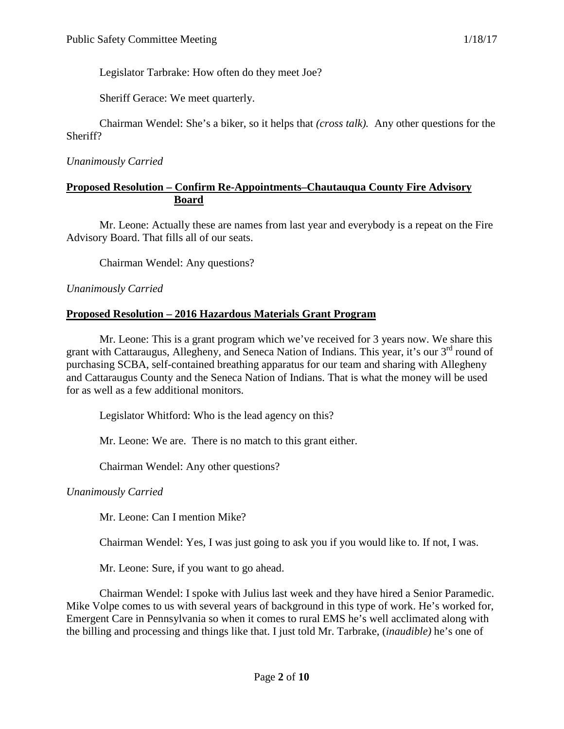Legislator Tarbrake: How often do they meet Joe?

Sheriff Gerace: We meet quarterly.

Chairman Wendel: She's a biker, so it helps that *(cross talk).* Any other questions for the Sheriff?

*Unanimously Carried*

**Proposed Resolution – Confirm Re-Appointments–Chautauqua County Fire Advisory Board**

Mr. Leone: Actually these are names from last year and everybody is a repeat on the Fire Advisory Board. That fills all of our seats.

Chairman Wendel: Any questions?

*Unanimously Carried*

**Proposed Resolution – 2016 Hazardous Materials Grant Program**

Mr. Leone: This is a grant program which we've received for 3 years now. We share this grant with Cattaraugus, Allegheny, and Seneca Nation of Indians. This year, it's our 3rd round of purchasing SCBA, self-contained breathing apparatus for our team and sharing with Allegheny and Cattaraugus County and the Seneca Nation of Indians. That is what the money will be used for as well as a few additional monitors.

Legislator Whitford: Who is the lead agency on this?

Mr. Leone: We are. There is no match to this grant either.

Chairman Wendel: Any other questions?

*Unanimously Carried*

Mr. Leone: Can I mention Mike?

Chairman Wendel: Yes, I was just going to ask you if you would like to. If not, I was.

Mr. Leone: Sure, if you want to go ahead.

Chairman Wendel: I spoke with Julius last week and they have hired a Senior Paramedic. Mike Volpe comes to us with several years of background in this type of work. He's worked for, Emergent Care in Pennsylvania so when it comes to rural EMS he's well acclimated along with the billing and processing and things like that. I just told Mr. Tarbrake, (*inaudible)* he's one of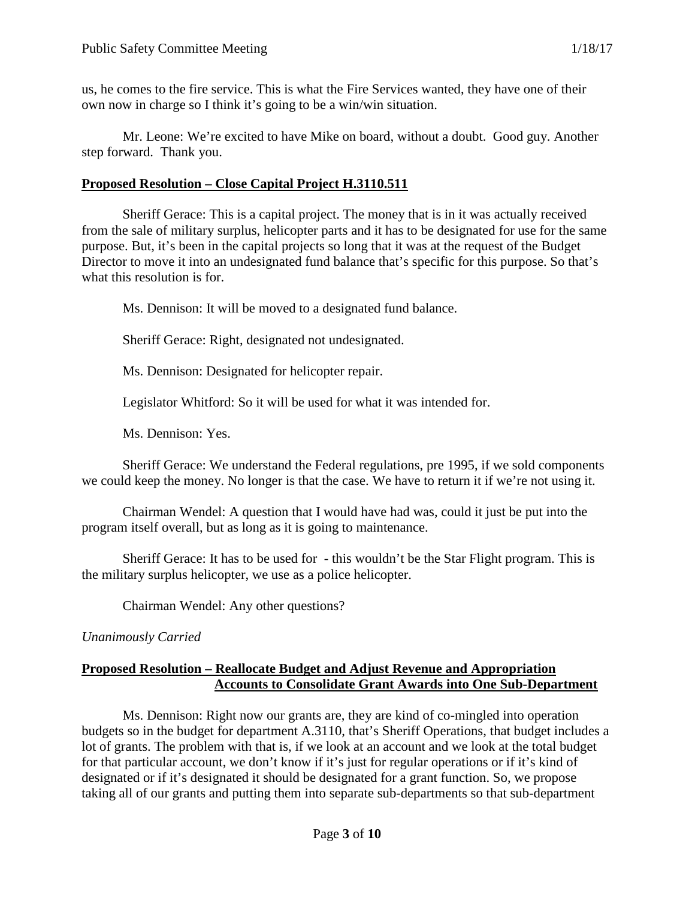us, he comes to the fire service. This is what the Fire Services wanted, they have one of their own now in charge so I think it's going to be a win/win situation.

Mr. Leone: We're excited to have Mike on board, without a doubt. Good guy. Another step forward. Thank you.

**Proposed Resolution – Close Capital Project H.3110.511**

Sheriff Gerace: This is a capital project. The money that is in it was actually received from the sale of military surplus, helicopter parts and it has to be designated for use for the same purpose. But, it's been in the capital projects so long that it was at the request of the Budget Director to move it into an undesignated fund balance that's specific for this purpose. So that's what this resolution is for.

Ms. Dennison: It will be moved to a designated fund balance.

Sheriff Gerace: Right, designated not undesignated.

Ms. Dennison: Designated for helicopter repair.

Legislator Whitford: So it will be used for what it was intended for.

Ms. Dennison: Yes.

Sheriff Gerace: We understand the Federal regulations, pre 1995, if we sold components we could keep the money. No longer is that the case. We have to return it if we're not using it.

Chairman Wendel: A question that I would have had was, could it just be put into the program itself overall, but as long as it is going to maintenance.

Sheriff Gerace: It has to be used for - this wouldn't be the Star Flight program. This is the military surplus helicopter, we use as a police helicopter.

Chairman Wendel: Any other questions?

*Unanimously Carried*

**Proposed Resolution – Reallocate Budget and Adjust Revenue and Appropriation Accounts to Consolidate Grant Awards into One Sub-Department**

Ms. Dennison: Right now our grants are, they are kind of co-mingled into operation budgets so in the budget for department A.3110, that's Sheriff Operations, that budget includes a lot of grants. The problem with that is, if we look at an account and we look at the total budget for that particular account, we don't know if it's just for regular operations or if it's kind of designated or if it's designated it should be designated for a grant function. So, we propose taking all of our grants and putting them into separate sub-departments so that sub-department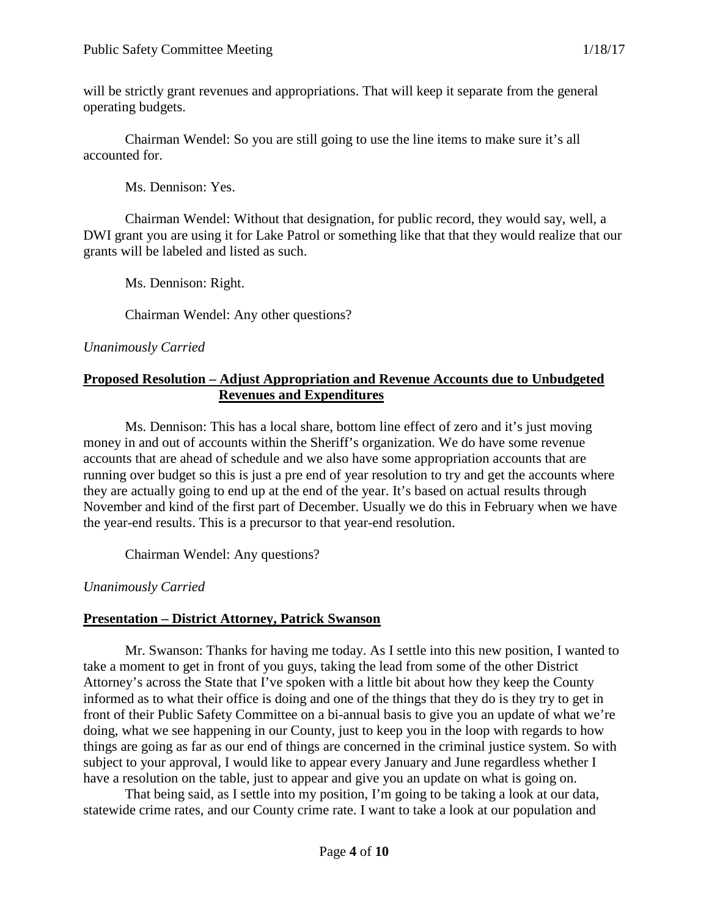will be strictly grant revenues and appropriations. That will keep it separate from the general operating budgets.

Chairman Wendel: So you are still going to use the line items to make sure it's all accounted for.

Ms. Dennison: Yes.

Chairman Wendel: Without that designation, for public record, they would say, well, a DWI grant you are using it for Lake Patrol or something like that that they would realize that our grants will be labeled and listed as such.

Ms. Dennison: Right.

Chairman Wendel: Any other questions?

*Unanimously Carried*

**Proposed Resolution – Adjust Appropriation and Revenue Accounts due to Unbudgeted Revenues and Expenditures**

Ms. Dennison: This has a local share, bottom line effect of zero and it's just moving money in and out of accounts within the Sheriff's organization. We do have some revenue accounts that are ahead of schedule and we also have some appropriation accounts that are running over budget so this is just a pre end of year resolution to try and get the accounts where they are actually going to end up at the end of the year. It's based on actual results through November and kind of the first part of December. Usually we do this in February when we have the year-end results. This is a precursor to that year-end resolution.

Chairman Wendel: Any questions?

*Unanimously Carried*

**Presentation – District Attorney, Patrick Swanson**

Mr. Swanson: Thanks for having me today. As I settle into this new position, I wanted to take a moment to get in front of you guys, taking the lead from some of the other District Attorney's across the State that I've spoken with a little bit about how they keep the County informed as to what their office is doing and one of the things that they do is they try to get in front of their Public Safety Committee on a bi-annual basis to give you an update of what we're doing, what we see happening in our County, just to keep you in the loop with regards to how things are going as far as our end of things are concerned in the criminal justice system. So with subject to your approval, I would like to appear every January and June regardless whether I have a resolution on the table, just to appear and give you an update on what is going on.

That being said, as I settle into my position, I'm going to be taking a look at our data, statewide crime rates, and our County crime rate. I want to take a look at our population and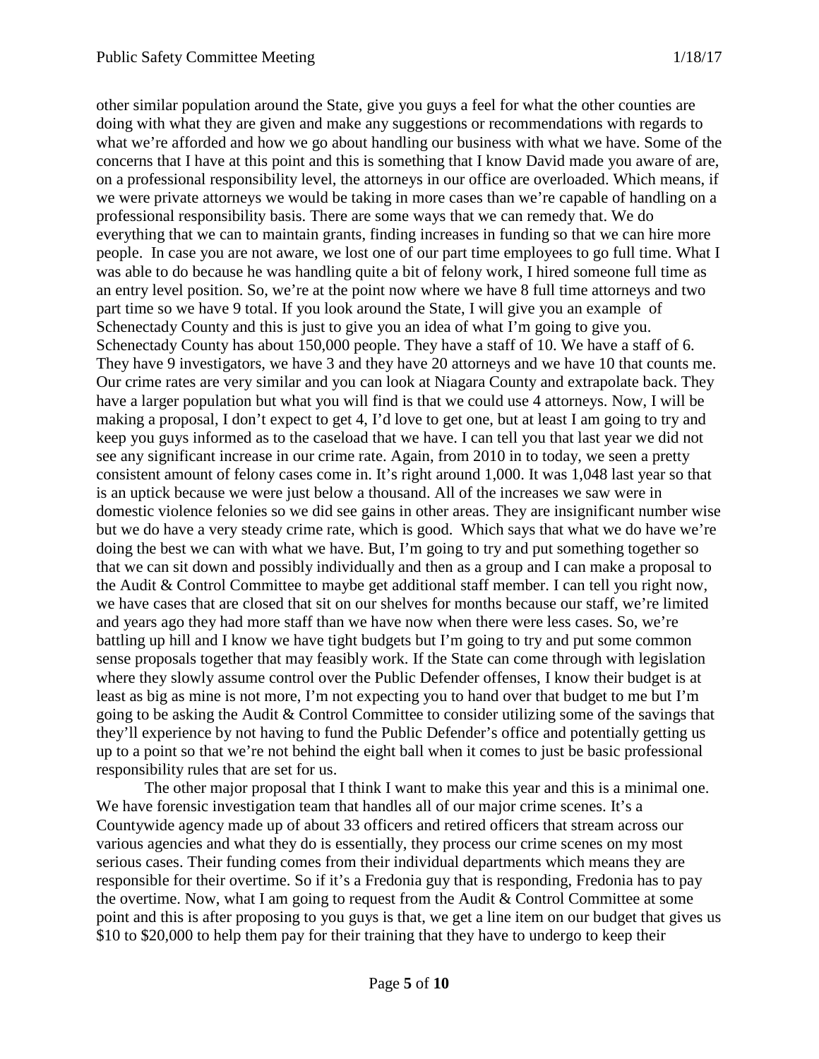other similar population around the State, give you guys a feel for what the other counties are doing with what they are given and make any suggestions or recommendations with regards to what we're afforded and how we go about handling our business with what we have. Some of the concerns that I have at this point and this is something that I know David made you aware of are, on a professional responsibility level, the attorneys in our office are overloaded. Which means, if we were private attorneys we would be taking in more cases than we're capable of handling on a professional responsibility basis. There are some ways that we can remedy that. We do everything that we can to maintain grants, finding increases in funding so that we can hire more people. In case you are not aware, we lost one of our part time employees to go full time. What I was able to do because he was handling quite a bit of felony work, I hired someone full time as an entry level position. So, we're at the point now where we have 8 full time attorneys and two part time so we have 9 total. If you look around the State, I will give you an example of Schenectady County and this is just to give you an idea of what I'm going to give you. Schenectady County has about 150,000 people. They have a staff of 10. We have a staff of 6. They have 9 investigators, we have 3 and they have 20 attorneys and we have 10 that counts me. Our crime rates are very similar and you can look at Niagara County and extrapolate back. They have a larger population but what you will find is that we could use 4 attorneys. Now, I will be making a proposal, I don't expect to get 4, I'd love to get one, but at least I am going to try and keep you guys informed as to the caseload that we have. I can tell you that last year we did not see any significant increase in our crime rate. Again, from 2010 in to today, we seen a pretty consistent amount of felony cases come in. It's right around 1,000. It was 1,048 last year so that is an uptick because we were just below a thousand. All of the increases we saw were in domestic violence felonies so we did see gains in other areas. They are insignificant number wise but we do have a very steady crime rate, which is good. Which says that what we do have we're doing the best we can with what we have. But, I'm going to try and put something together so that we can sit down and possibly individually and then as a group and I can make a proposal to the Audit & Control Committee to maybe get additional staff member. I can tell you right now, we have cases that are closed that sit on our shelves for months because our staff, we're limited and years ago they had more staff than we have now when there were less cases. So, we're battling up hill and I know we have tight budgets but I'm going to try and put some common sense proposals together that may feasibly work. If the State can come through with legislation where they slowly assume control over the Public Defender offenses, I know their budget is at least as big as mine is not more, I'm not expecting you to hand over that budget to me but I'm going to be asking the Audit & Control Committee to consider utilizing some of the savings that they'll experience by not having to fund the Public Defender's office and potentially getting us up to a point so that we're not behind the eight ball when it comes to just be basic professional responsibility rules that are set for us.

The other major proposal that I think I want to make this year and this is a minimal one. We have forensic investigation team that handles all of our major crime scenes. It's a Countywide agency made up of about 33 officers and retired officers that stream across our various agencies and what they do is essentially, they process our crime scenes on my most serious cases. Their funding comes from their individual departments which means they are responsible for their overtime. So if it's a Fredonia guy that is responding, Fredonia has to pay the overtime. Now, what I am going to request from the Audit & Control Committee at some point and this is after proposing to you guys is that, we get a line item on our budget that gives us $10 to $20,000 to help them pay for their training that they have to undergo to keep their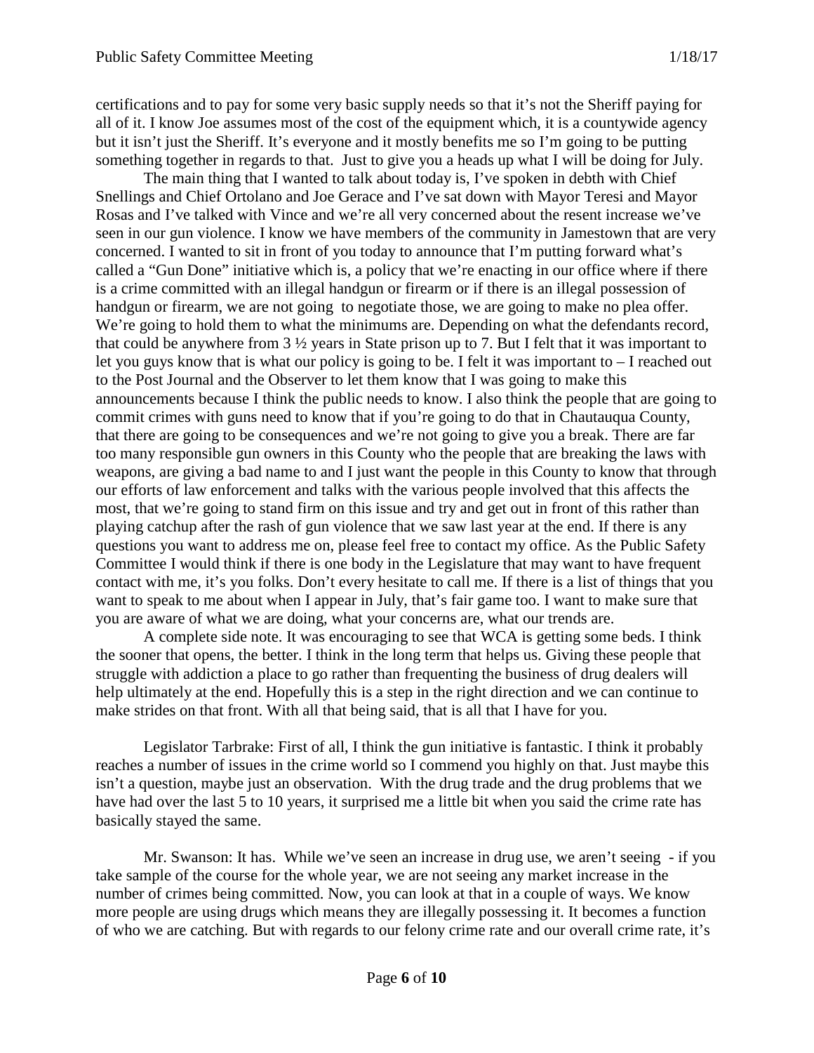certifications and to pay for some very basic supply needs so that it's not the Sheriff paying for all of it. I know Joe assumes most of the cost of the equipment which, it is a countywide agency but it isn't just the Sheriff. It's everyone and it mostly benefits me so I'm going to be putting something together in regards to that. Just to give you a heads up what I will be doing for July.

The main thing that I wanted to talk about today is, I've spoken in debth with Chief Snellings and Chief Ortolano and Joe Gerace and I've sat down with Mayor Teresi and Mayor Rosas and I've talked with Vince and we're all very concerned about the resent increase we've seen in our gun violence. I know we have members of the community in Jamestown that are very concerned. I wanted to sit in front of you today to announce that I'm putting forward what's called a "Gun Done" initiative which is, a policy that we're enacting in our office where if there is a crime committed with an illegal handgun or firearm or if there is an illegal possession of handgun or firearm, we are not going to negotiate those, we are going to make no plea offer. We're going to hold them to what the minimums are. Depending on what the defendants record, that could be anywhere from 3 ½ years in State prison up to 7. But I felt that it was important to let you guys know that is what our policy is going to be. I felt it was important to – I reached out to the Post Journal and the Observer to let them know that I was going to make this announcements because I think the public needs to know. I also think the people that are going to commit crimes with guns need to know that if you're going to do that in Chautauqua County, that there are going to be consequences and we're not going to give you a break. There are far too many responsible gun owners in this County who the people that are breaking the laws with weapons, are giving a bad name to and I just want the people in this County to know that through our efforts of law enforcement and talks with the various people involved that this affects the most, that we're going to stand firm on this issue and try and get out in front of this rather than playing catchup after the rash of gun violence that we saw last year at the end. If there is any questions you want to address me on, please feel free to contact my office. As the Public Safety Committee I would think if there is one body in the Legislature that may want to have frequent contact with me, it's you folks. Don't every hesitate to call me. If there is a list of things that you want to speak to me about when I appear in July, that's fair game too. I want to make sure that you are aware of what we are doing, what your concerns are, what our trends are.

A complete side note. It was encouraging to see that WCA is getting some beds. I think the sooner that opens, the better. I think in the long term that helps us. Giving these people that struggle with addiction a place to go rather than frequenting the business of drug dealers will help ultimately at the end. Hopefully this is a step in the right direction and we can continue to make strides on that front. With all that being said, that is all that I have for you.

Legislator Tarbrake: First of all, I think the gun initiative is fantastic. I think it probably reaches a number of issues in the crime world so I commend you highly on that. Just maybe this isn't a question, maybe just an observation. With the drug trade and the drug problems that we have had over the last 5 to 10 years, it surprised me a little bit when you said the crime rate has basically stayed the same.

Mr. Swanson: It has. While we've seen an increase in drug use, we aren't seeing - if you take sample of the course for the whole year, we are not seeing any market increase in the number of crimes being committed. Now, you can look at that in a couple of ways. We know more people are using drugs which means they are illegally possessing it. It becomes a function of who we are catching. But with regards to our felony crime rate and our overall crime rate, it's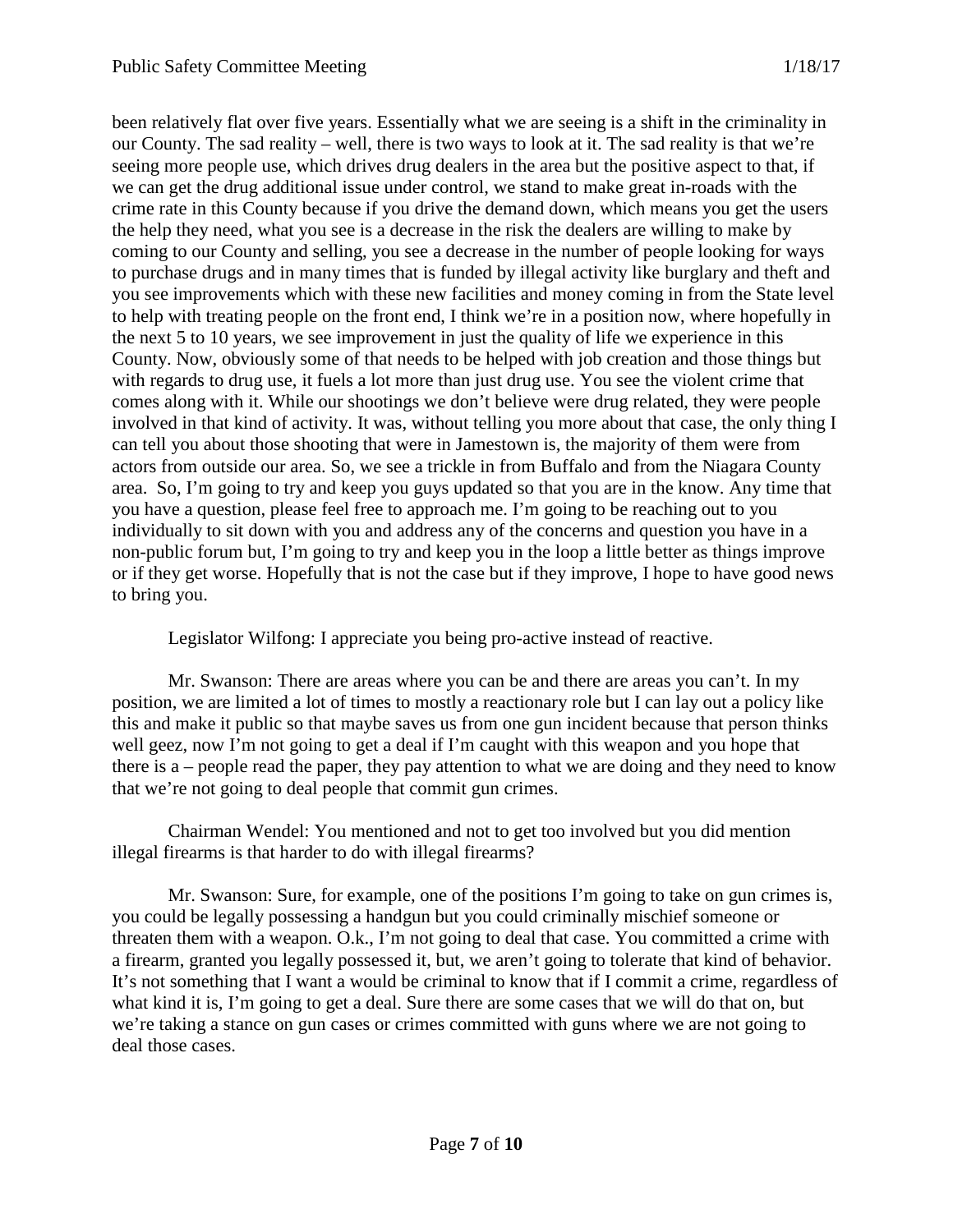been relatively flat over five years. Essentially what we are seeing is a shift in the criminality in our County. The sad reality – well, there is two ways to look at it. The sad reality is that we're seeing more people use, which drives drug dealers in the area but the positive aspect to that, if we can get the drug additional issue under control, we stand to make great in-roads with the crime rate in this County because if you drive the demand down, which means you get the users the help they need, what you see is a decrease in the risk the dealers are willing to make by coming to our County and selling, you see a decrease in the number of people looking for ways to purchase drugs and in many times that is funded by illegal activity like burglary and theft and you see improvements which with these new facilities and money coming in from the State level to help with treating people on the front end, I think we're in a position now, where hopefully in the next 5 to 10 years, we see improvement in just the quality of life we experience in this County. Now, obviously some of that needs to be helped with job creation and those things but with regards to drug use, it fuels a lot more than just drug use. You see the violent crime that comes along with it. While our shootings we don't believe were drug related, they were people involved in that kind of activity. It was, without telling you more about that case, the only thing I can tell you about those shooting that were in Jamestown is, the majority of them were from actors from outside our area. So, we see a trickle in from Buffalo and from the Niagara County area. So, I'm going to try and keep you guys updated so that you are in the know. Any time that you have a question, please feel free to approach me. I'm going to be reaching out to you individually to sit down with you and address any of the concerns and question you have in a non-public forum but, I'm going to try and keep you in the loop a little better as things improve or if they get worse. Hopefully that is not the case but if they improve, I hope to have good news to bring you.

Legislator Wilfong: I appreciate you being pro-active instead of reactive.

Mr. Swanson: There are areas where you can be and there are areas you can't. In my position, we are limited a lot of times to mostly a reactionary role but I can lay out a policy like this and make it public so that maybe saves us from one gun incident because that person thinks well geez, now I'm not going to get a deal if I'm caught with this weapon and you hope that there is a – people read the paper, they pay attention to what we are doing and they need to know that we're not going to deal people that commit gun crimes.

Chairman Wendel: You mentioned and not to get too involved but you did mention illegal firearms is that harder to do with illegal firearms?

Mr. Swanson: Sure, for example, one of the positions I'm going to take on gun crimes is, you could be legally possessing a handgun but you could criminally mischief someone or threaten them with a weapon. O.k., I'm not going to deal that case. You committed a crime with a firearm, granted you legally possessed it, but, we aren't going to tolerate that kind of behavior. It's not something that I want a would be criminal to know that if I commit a crime, regardless of what kind it is, I'm going to get a deal. Sure there are some cases that we will do that on, but we're taking a stance on gun cases or crimes committed with guns where we are not going to deal those cases.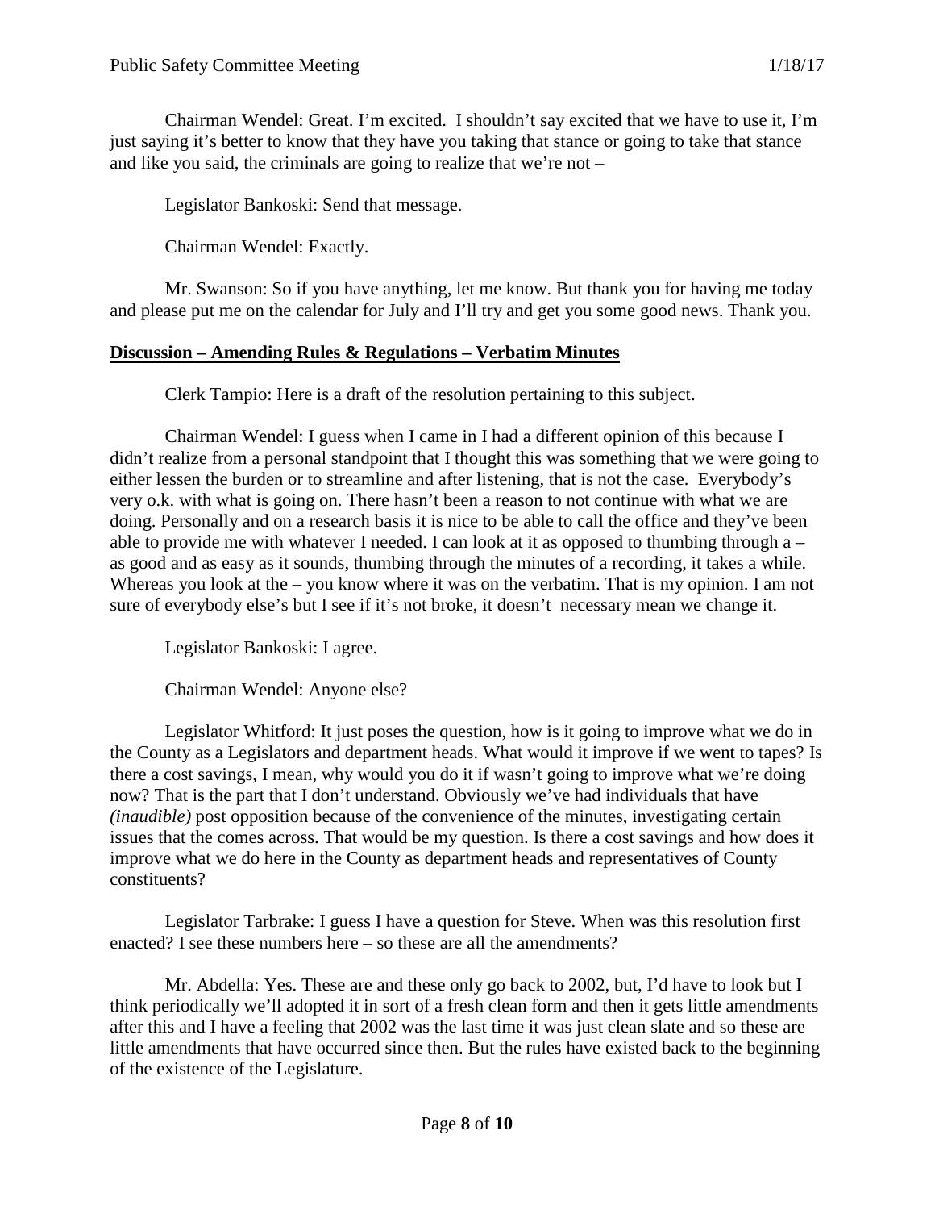Chairman Wendel: Great. I'm excited. I shouldn't say excited that we have to use it, I'm just saying it's better to know that they have you taking that stance or going to take that stance and like you said, the criminals are going to realize that we're not –

Legislator Bankoski: Send that message.

Chairman Wendel: Exactly.

Mr. Swanson: So if you have anything, let me know. But thank you for having me today and please put me on the calendar for July and I'll try and get you some good news. Thank you.

**Discussion – Amending Rules & Regulations – Verbatim Minutes**

Clerk Tampio: Here is a draft of the resolution pertaining to this subject.

Chairman Wendel: I guess when I came in I had a different opinion of this because I didn't realize from a personal standpoint that I thought this was something that we were going to either lessen the burden or to streamline and after listening, that is not the case. Everybody's very o.k. with what is going on. There hasn't been a reason to not continue with what we are doing. Personally and on a research basis it is nice to be able to call the office and they've been able to provide me with whatever I needed. I can look at it as opposed to thumbing through a – as good and as easy as it sounds, thumbing through the minutes of a recording, it takes a while. Whereas you look at the – you know where it was on the verbatim. That is my opinion. I am not sure of everybody else's but I see if it's not broke, it doesn't necessary mean we change it.

Legislator Bankoski: I agree.

Chairman Wendel: Anyone else?

Legislator Whitford: It just poses the question, how is it going to improve what we do in the County as a Legislators and department heads. What would it improve if we went to tapes? Is there a cost savings, I mean, why would you do it if it wasn't going to improve what we're doing now? That is the part that I don't understand. Obviously we've had individuals that have *(inaudible)* post opposition because of the convenience of the minutes, investigating certain issues that the comes across. That would be my question. Is there a cost savings and how does it improve what we do here in the County as department heads and representatives of County constituents?

Legislator Tarbrake: I guess I have a question for Steve. When was this resolution first enacted? I see these numbers here – so these are all the amendments?

Mr. Abdella: Yes. These are and these only go back to 2002, but, I'd have to look but I think periodically we'll adopted it in sort of a fresh clean form and then it gets little amendments after this and I have a feeling that 2002 was the last time it was just clean slate and so these are little amendments that have occurred since then. But the rules have existed back to the beginning of the existence of the Legislature.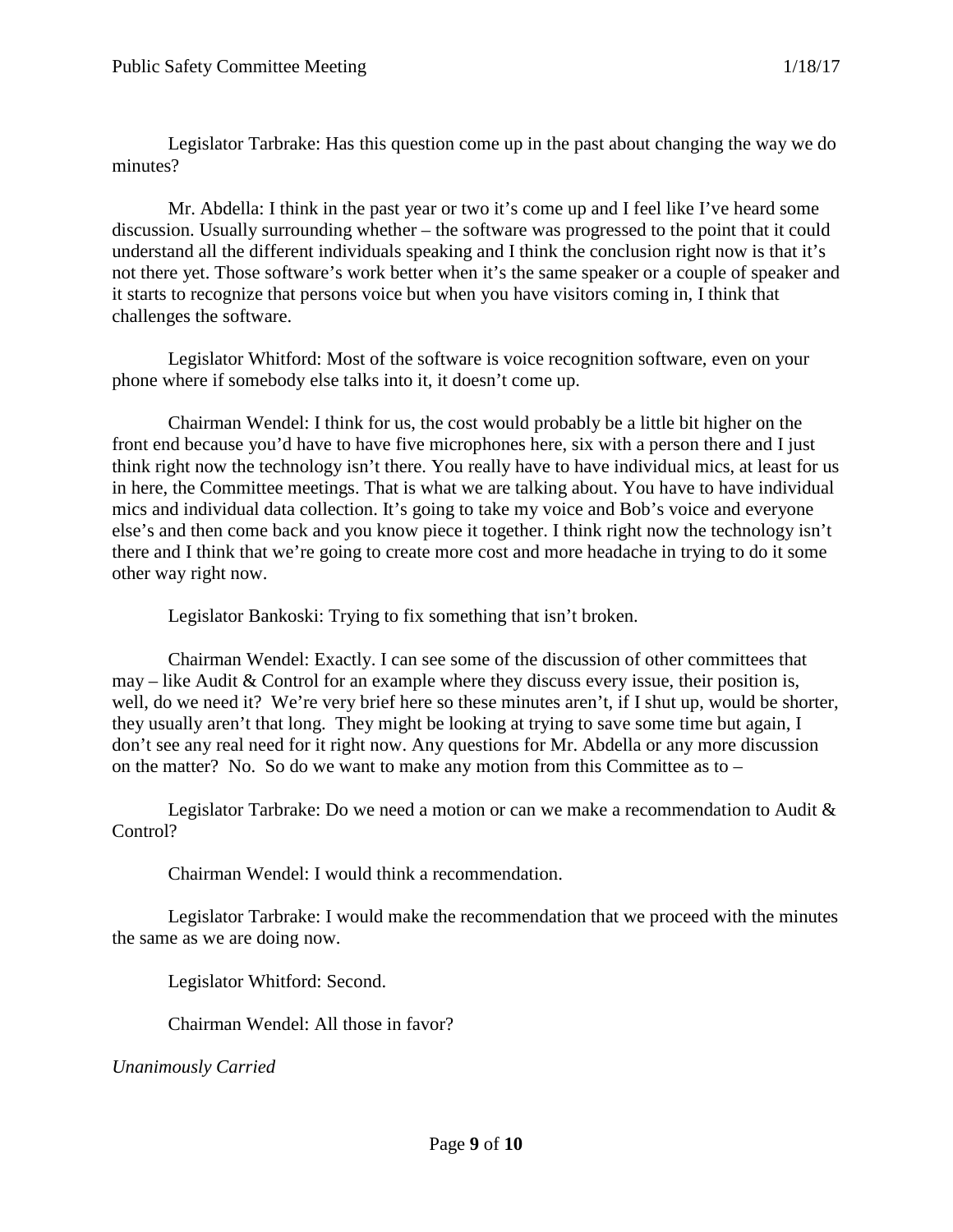Legislator Tarbrake: Has this question come up in the past about changing the way we do minutes?

Mr. Abdella: I think in the past year or two it's come up and I feel like I've heard some discussion. Usually surrounding whether – the software was progressed to the point that it could understand all the different individuals speaking and I think the conclusion right now is that it's not there yet. Those software's work better when it's the same speaker or a couple of speaker and it starts to recognize that persons voice but when you have visitors coming in, I think that challenges the software.

Legislator Whitford: Most of the software is voice recognition software, even on your phone where if somebody else talks into it, it doesn't come up.

Chairman Wendel: I think for us, the cost would probably be a little bit higher on the front end because you'd have to have five microphones here, six with a person there and I just think right now the technology isn't there. You really have to have individual mics, at least for us in here, the Committee meetings. That is what we are talking about. You have to have individual mics and individual data collection. It's going to take my voice and Bob's voice and everyone else's and then come back and you know piece it together. I think right now the technology isn't there and I think that we're going to create more cost and more headache in trying to do it some other way right now.

Legislator Bankoski: Trying to fix something that isn't broken.

Chairman Wendel: Exactly. I can see some of the discussion of other committees that may – like Audit & Control for an example where they discuss every issue, their position is, well, do we need it? We're very brief here so these minutes aren't, if I shut up, would be shorter, they usually aren't that long. They might be looking at trying to save some time but again, I don't see any real need for it right now. Any questions for Mr. Abdella or any more discussion on the matter? No. So do we want to make any motion from this Committee as to –

Legislator Tarbrake: Do we need a motion or can we make a recommendation to Audit & Control?

Chairman Wendel: I would think a recommendation.

Legislator Tarbrake: I would make the recommendation that we proceed with the minutes the same as we are doing now.

Legislator Whitford: Second.

Chairman Wendel: All those in favor?

*Unanimously Carried*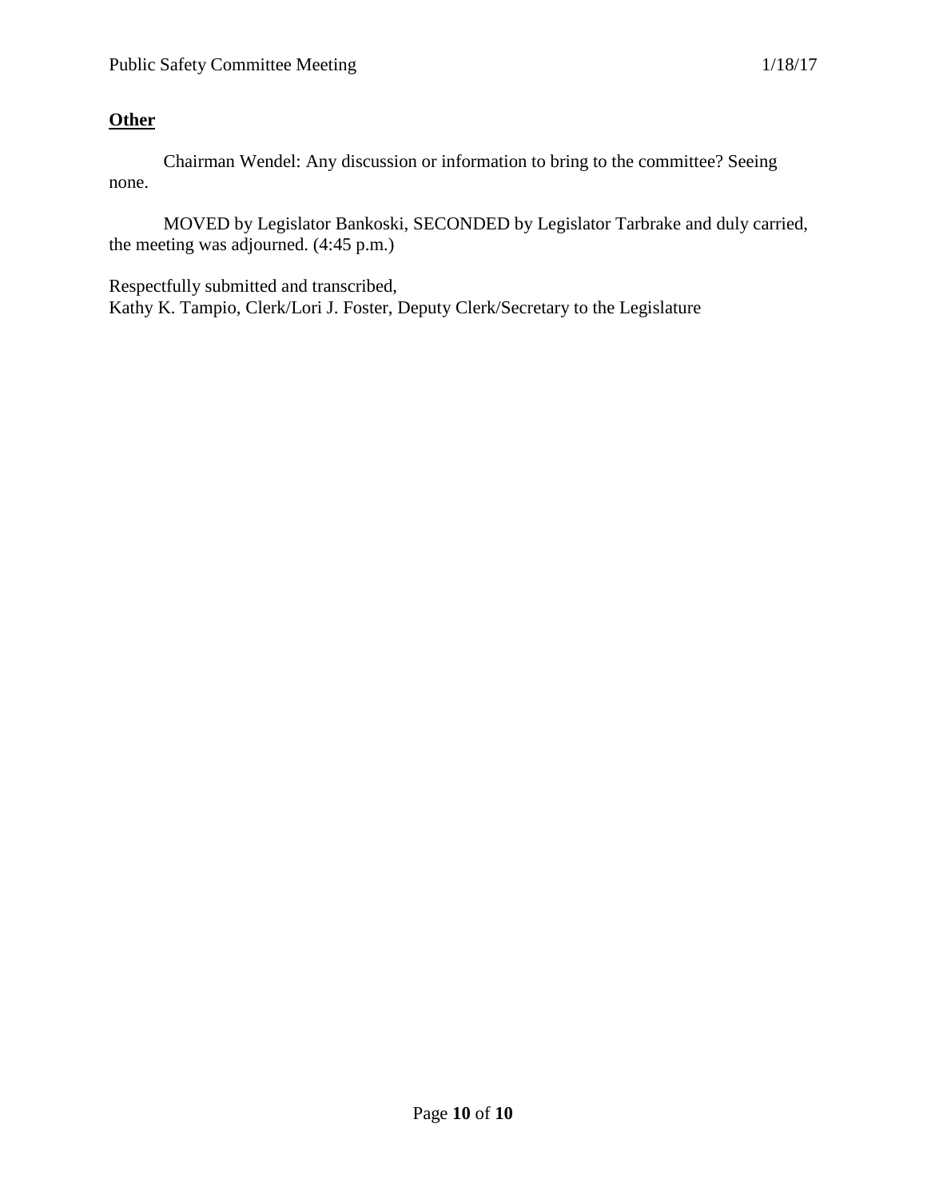**Other**

Chairman Wendel: Any discussion or information to bring to the committee? Seeing none.

MOVED by Legislator Bankoski, SECONDED by Legislator Tarbrake and duly carried, the meeting was adjourned. (4:45 p.m.)

Respectfully submitted and transcribed,
Kathy K. Tampio, Clerk/Lori J. Foster, Deputy Clerk/Secretary to the Legislature